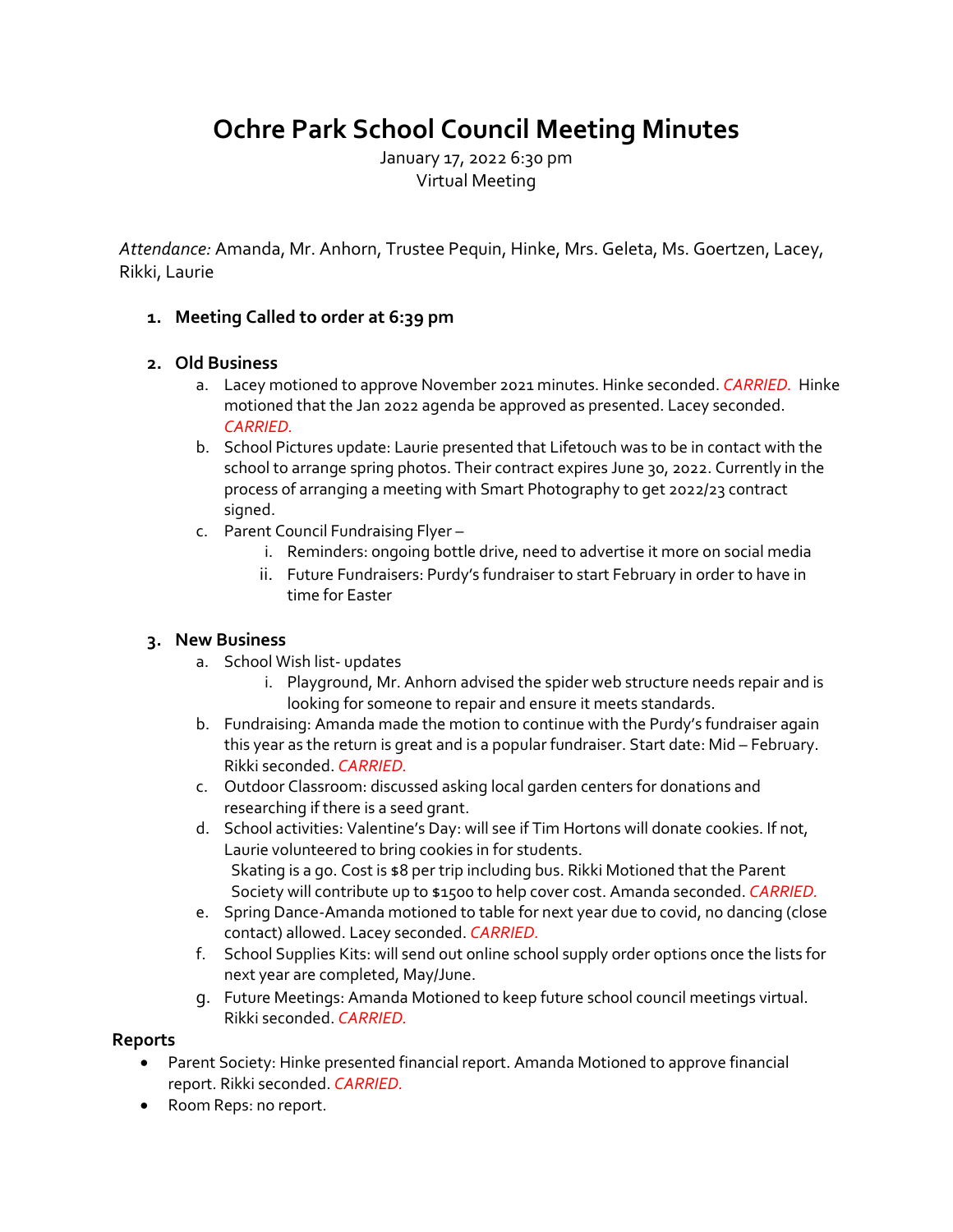# Ochre Park School Council Meeting Minutes

January 17, 2022 6:30 pm
Virtual Meeting

*Attendance:* Amanda, Mr. Anhorn, Trustee Pequin, Hinke, Mrs. Geleta, Ms. Goertzen, Lacey, Rikki, Laurie

1. **Meeting Called to order at 6:39 pm**

2. **Old Business**
   a. Lacey motioned to approve November 2021 minutes. Hinke seconded. *CARRIED.* Hinke motioned that the Jan 2022 agenda be approved as presented. Lacey seconded. *CARRIED.*
   b. School Pictures update: Laurie presented that Lifetouch was to be in contact with the school to arrange spring photos. Their contract expires June 30, 2022. Currently in the process of arranging a meeting with Smart Photography to get 2022/23 contract signed.
   c. Parent Council Fundraising Flyer –
      i. Reminders: ongoing bottle drive, need to advertise it more on social media
      ii. Future Fundraisers: Purdy's fundraiser to start February in order to have in time for Easter

3. **New Business**
   a. School Wish list- updates
      i. Playground, Mr. Anhorn advised the spider web structure needs repair and is looking for someone to repair and ensure it meets standards.
   b. Fundraising: Amanda made the motion to continue with the Purdy's fundraiser again this year as the return is great and is a popular fundraiser. Start date: Mid – February. Rikki seconded. *CARRIED.*
   c. Outdoor Classroom: discussed asking local garden centers for donations and researching if there is a seed grant.
   d. School activities: Valentine's Day: will see if Tim Hortons will donate cookies. If not, Laurie volunteered to bring cookies in for students.
      Skating is a go. Cost is $8 per trip including bus. Rikki Motioned that the Parent Society will contribute up to $1500 to help cover cost. Amanda seconded. *CARRIED.*
   e. Spring Dance-Amanda motioned to table for next year due to covid, no dancing (close contact) allowed. Lacey seconded. *CARRIED.*
   f. School Supplies Kits: will send out online school supply order options once the lists for next year are completed, May/June.
   g. Future Meetings: Amanda Motioned to keep future school council meetings virtual. Rikki seconded. *CARRIED.*

**Reports**

- Parent Society: Hinke presented financial report. Amanda Motioned to approve financial report. Rikki seconded. *CARRIED.*
- Room Reps: no report.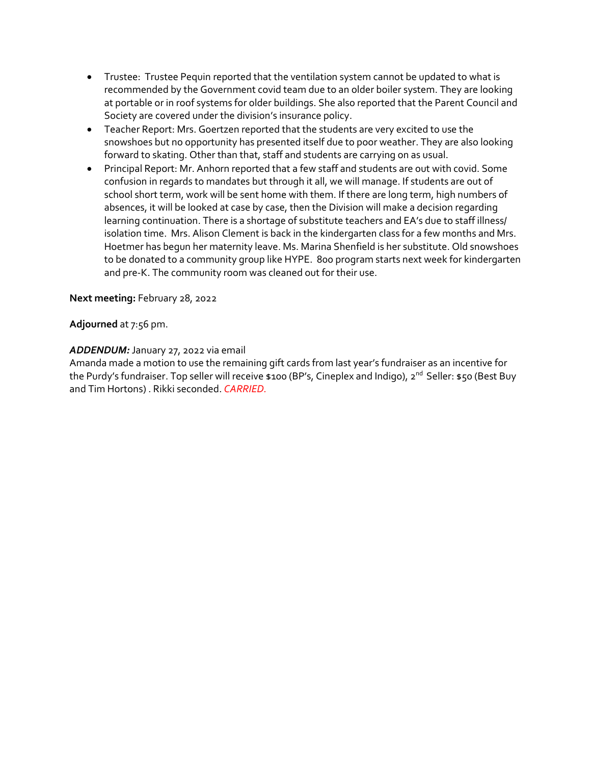- Trustee: Trustee Pequin reported that the ventilation system cannot be updated to what is recommended by the Government covid team due to an older boiler system. They are looking at portable or in roof systems for older buildings. She also reported that the Parent Council and Society are covered under the division's insurance policy.
- Teacher Report: Mrs. Goertzen reported that the students are very excited to use the snowshoes but no opportunity has presented itself due to poor weather. They are also looking forward to skating. Other than that, staff and students are carrying on as usual.
- Principal Report: Mr. Anhorn reported that a few staff and students are out with covid. Some confusion in regards to mandates but through it all, we will manage. If students are out of school short term, work will be sent home with them. If there are long term, high numbers of absences, it will be looked at case by case, then the Division will make a decision regarding learning continuation. There is a shortage of substitute teachers and EA's due to staff illness/ isolation time. Mrs. Alison Clement is back in the kindergarten class for a few months and Mrs. Hoetmer has begun her maternity leave. Ms. Marina Shenfield is her substitute. Old snowshoes to be donated to a community group like HYPE. 800 program starts next week for kindergarten and pre-K. The community room was cleaned out for their use.

**Next meeting:** February 28, 2022

**Adjourned** at 7:56 pm.

***ADDENDUM:*** January 27, 2022 via email
Amanda made a motion to use the remaining gift cards from last year's fundraiser as an incentive for the Purdy's fundraiser. Top seller will receive $100 (BP's, Cineplex and Indigo), 2nd Seller: $50 (Best Buy and Tim Hortons) . Rikki seconded. *CARRIED.*